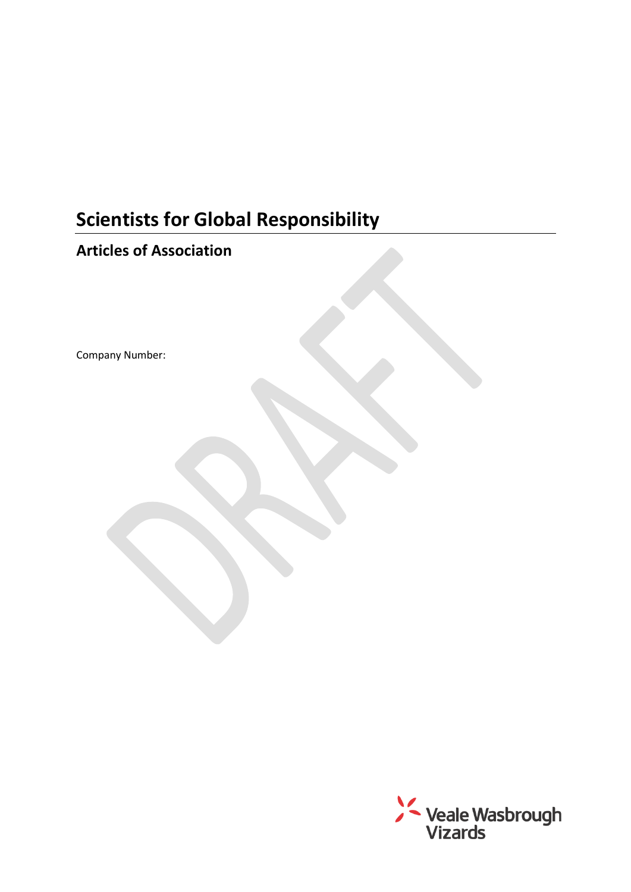# Scientists for Global Responsibility

## Articles of Association

Company Number: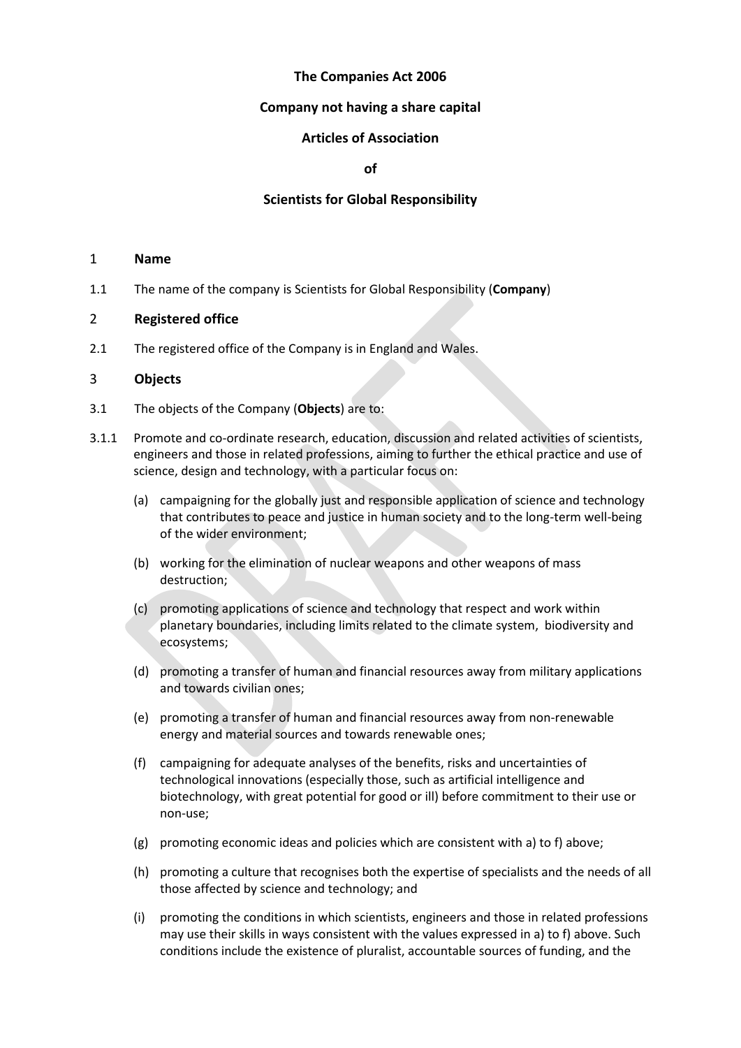**The Companies Act 2006**

**Company not having a share capital**

**Articles of Association**

**of**

**Scientists for Global Responsibility**

## 1 Name

1.1 The name of the company is Scientists for Global Responsibility (**Company**)

## 2 Registered office

2.1 The registered office of the Company is in England and Wales.

## 3 Objects

3.1 The objects of the Company (**Objects**) are to:

3.1.1 Promote and co-ordinate research, education, discussion and related activities of scientists, engineers and those in related professions, aiming to further the ethical practice and use of science, design and technology, with a particular focus on:

(a) campaigning for the globally just and responsible application of science and technology that contributes to peace and justice in human society and to the long-term well-being of the wider environment;

(b) working for the elimination of nuclear weapons and other weapons of mass destruction;

(c) promoting applications of science and technology that respect and work within planetary boundaries, including limits related to the climate system, biodiversity and ecosystems;

(d) promoting a transfer of human and financial resources away from military applications and towards civilian ones;

(e) promoting a transfer of human and financial resources away from non-renewable energy and material sources and towards renewable ones;

(f) campaigning for adequate analyses of the benefits, risks and uncertainties of technological innovations (especially those, such as artificial intelligence and biotechnology, with great potential for good or ill) before commitment to their use or non-use;

(g) promoting economic ideas and policies which are consistent with a) to f) above;

(h) promoting a culture that recognises both the expertise of specialists and the needs of all those affected by science and technology; and

(i) promoting the conditions in which scientists, engineers and those in related professions may use their skills in ways consistent with the values expressed in a) to f) above. Such conditions include the existence of pluralist, accountable sources of funding, and the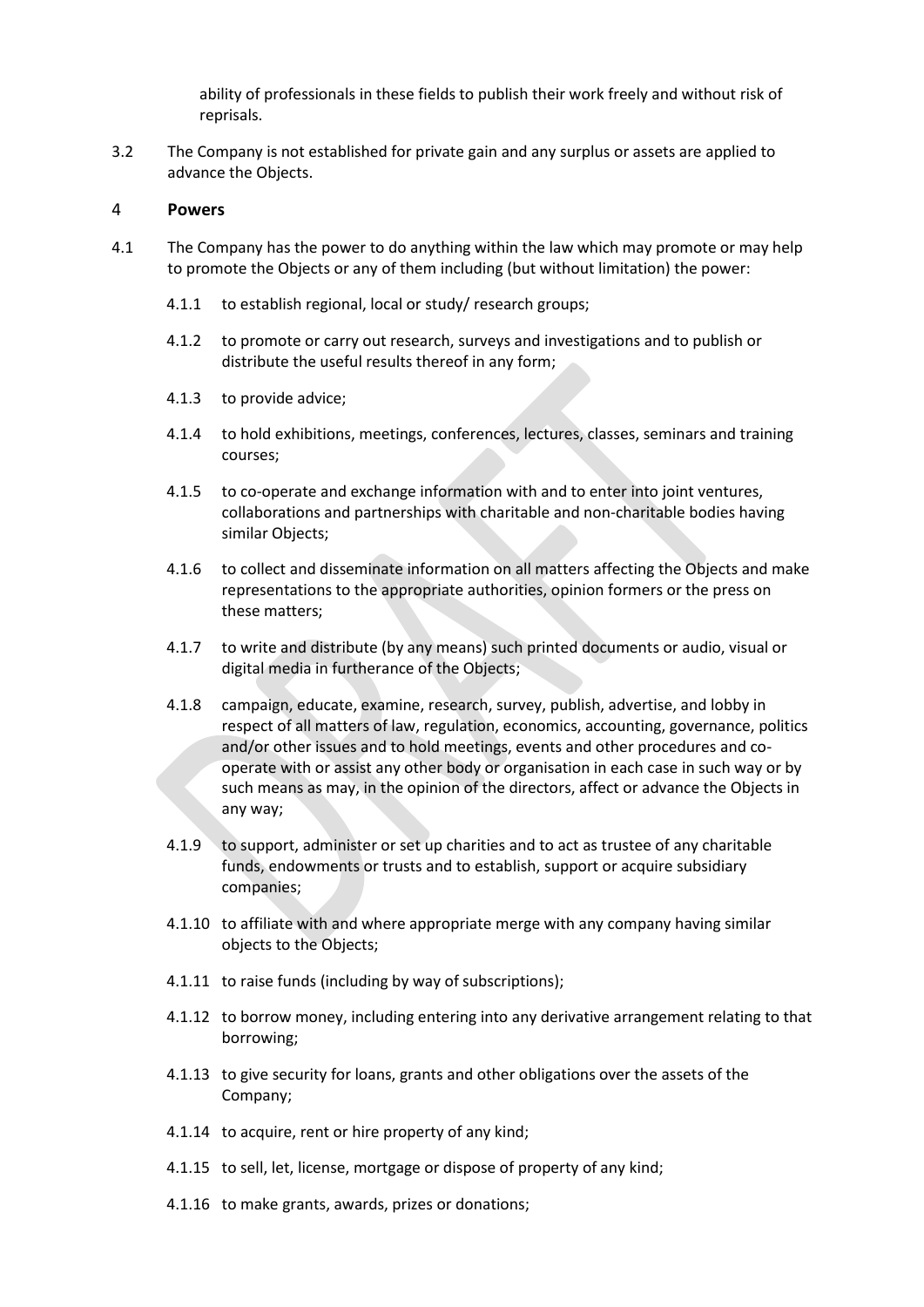ability of professionals in these fields to publish their work freely and without risk of reprisals.

3.2 The Company is not established for private gain and any surplus or assets are applied to advance the Objects.

## 4 Powers

4.1 The Company has the power to do anything within the law which may promote or may help to promote the Objects or any of them including (but without limitation) the power:

4.1.1 to establish regional, local or study/ research groups;

4.1.2 to promote or carry out research, surveys and investigations and to publish or distribute the useful results thereof in any form;

4.1.3 to provide advice;

4.1.4 to hold exhibitions, meetings, conferences, lectures, classes, seminars and training courses;

4.1.5 to co-operate and exchange information with and to enter into joint ventures, collaborations and partnerships with charitable and non-charitable bodies having similar Objects;

4.1.6 to collect and disseminate information on all matters affecting the Objects and make representations to the appropriate authorities, opinion formers or the press on these matters;

4.1.7 to write and distribute (by any means) such printed documents or audio, visual or digital media in furtherance of the Objects;

4.1.8 campaign, educate, examine, research, survey, publish, advertise, and lobby in respect of all matters of law, regulation, economics, accounting, governance, politics and/or other issues and to hold meetings, events and other procedures and co-operate with or assist any other body or organisation in each case in such way or by such means as may, in the opinion of the directors, affect or advance the Objects in any way;

4.1.9 to support, administer or set up charities and to act as trustee of any charitable funds, endowments or trusts and to establish, support or acquire subsidiary companies;

4.1.10 to affiliate with and where appropriate merge with any company having similar objects to the Objects;

4.1.11 to raise funds (including by way of subscriptions);

4.1.12 to borrow money, including entering into any derivative arrangement relating to that borrowing;

4.1.13 to give security for loans, grants and other obligations over the assets of the Company;

4.1.14 to acquire, rent or hire property of any kind;

4.1.15 to sell, let, license, mortgage or dispose of property of any kind;

4.1.16 to make grants, awards, prizes or donations;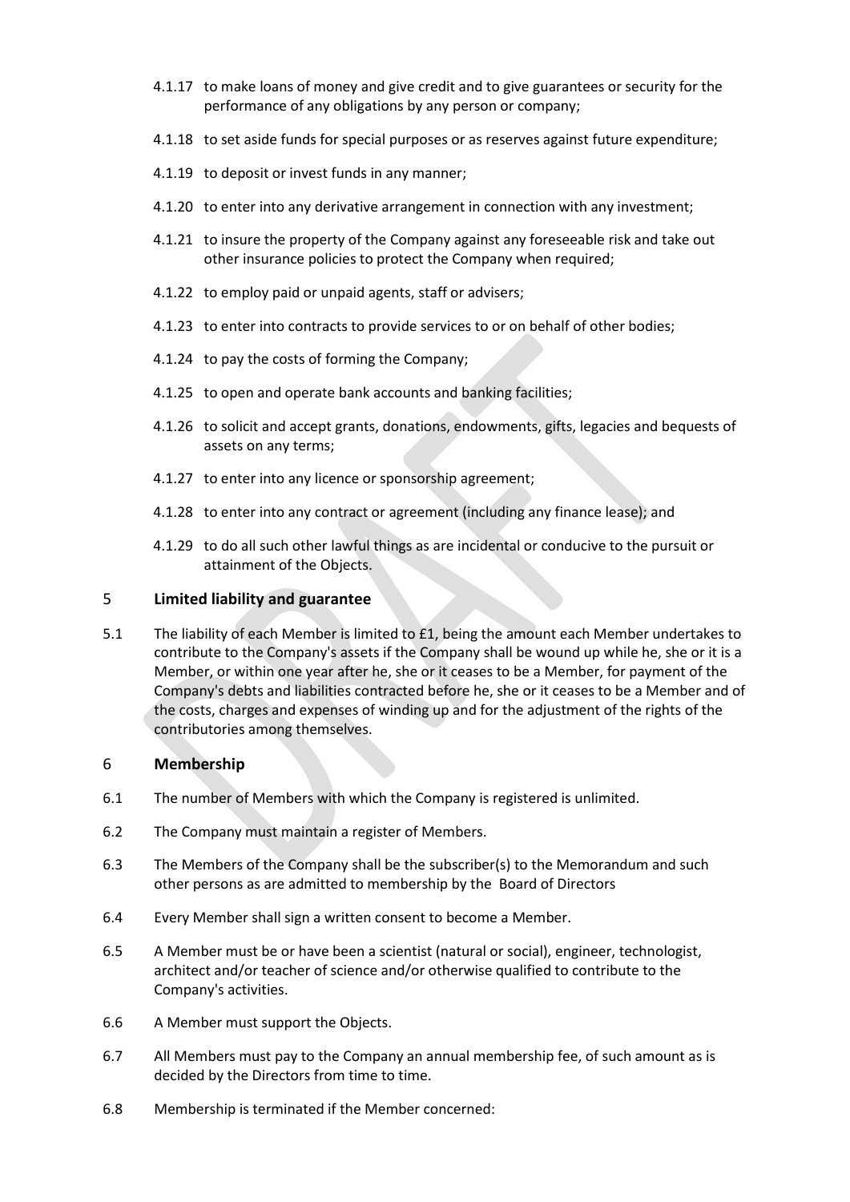4.1.17 to make loans of money and give credit and to give guarantees or security for the performance of any obligations by any person or company;

4.1.18 to set aside funds for special purposes or as reserves against future expenditure;

4.1.19 to deposit or invest funds in any manner;

4.1.20 to enter into any derivative arrangement in connection with any investment;

4.1.21 to insure the property of the Company against any foreseeable risk and take out other insurance policies to protect the Company when required;

4.1.22 to employ paid or unpaid agents, staff or advisers;

4.1.23 to enter into contracts to provide services to or on behalf of other bodies;

4.1.24 to pay the costs of forming the Company;

4.1.25 to open and operate bank accounts and banking facilities;

4.1.26 to solicit and accept grants, donations, endowments, gifts, legacies and bequests of assets on any terms;

4.1.27 to enter into any licence or sponsorship agreement;

4.1.28 to enter into any contract or agreement (including any finance lease); and

4.1.29 to do all such other lawful things as are incidental or conducive to the pursuit or attainment of the Objects.

## 5 Limited liability and guarantee

5.1 The liability of each Member is limited to £1, being the amount each Member undertakes to contribute to the Company's assets if the Company shall be wound up while he, she or it is a Member, or within one year after he, she or it ceases to be a Member, for payment of the Company's debts and liabilities contracted before he, she or it ceases to be a Member and of the costs, charges and expenses of winding up and for the adjustment of the rights of the contributories among themselves.

## 6 Membership

6.1 The number of Members with which the Company is registered is unlimited.

6.2 The Company must maintain a register of Members.

6.3 The Members of the Company shall be the subscriber(s) to the Memorandum and such other persons as are admitted to membership by the Board of Directors

6.4 Every Member shall sign a written consent to become a Member.

6.5 A Member must be or have been a scientist (natural or social), engineer, technologist, architect and/or teacher of science and/or otherwise qualified to contribute to the Company's activities.

6.6 A Member must support the Objects.

6.7 All Members must pay to the Company an annual membership fee, of such amount as is decided by the Directors from time to time.

6.8 Membership is terminated if the Member concerned: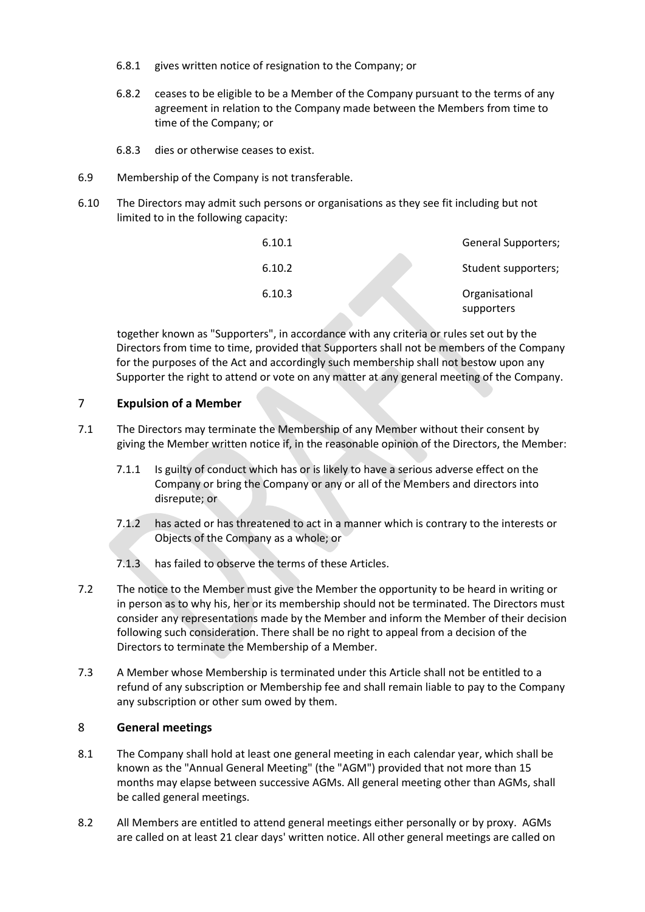6.8.1 gives written notice of resignation to the Company; or

6.8.2 ceases to be eligible to be a Member of the Company pursuant to the terms of any agreement in relation to the Company made between the Members from time to time of the Company; or

6.8.3 dies or otherwise ceases to exist.

6.9 Membership of the Company is not transferable.

6.10 The Directors may admit such persons or organisations as they see fit including but not limited to in the following capacity:

| | |
|---|---|
| 6.10.1 | General Supporters; |
| 6.10.2 | Student supporters; |
| 6.10.3 | Organisational supporters |

together known as "Supporters", in accordance with any criteria or rules set out by the Directors from time to time, provided that Supporters shall not be members of the Company for the purposes of the Act and accordingly such membership shall not bestow upon any Supporter the right to attend or vote on any matter at any general meeting of the Company.

## 7 Expulsion of a Member

7.1 The Directors may terminate the Membership of any Member without their consent by giving the Member written notice if, in the reasonable opinion of the Directors, the Member:

7.1.1 Is guilty of conduct which has or is likely to have a serious adverse effect on the Company or bring the Company or any or all of the Members and directors into disrepute; or

7.1.2 has acted or has threatened to act in a manner which is contrary to the interests or Objects of the Company as a whole; or

7.1.3 has failed to observe the terms of these Articles.

7.2 The notice to the Member must give the Member the opportunity to be heard in writing or in person as to why his, her or its membership should not be terminated. The Directors must consider any representations made by the Member and inform the Member of their decision following such consideration. There shall be no right to appeal from a decision of the Directors to terminate the Membership of a Member.

7.3 A Member whose Membership is terminated under this Article shall not be entitled to a refund of any subscription or Membership fee and shall remain liable to pay to the Company any subscription or other sum owed by them.

## 8 General meetings

8.1 The Company shall hold at least one general meeting in each calendar year, which shall be known as the "Annual General Meeting" (the "AGM") provided that not more than 15 months may elapse between successive AGMs. All general meeting other than AGMs, shall be called general meetings.

8.2 All Members are entitled to attend general meetings either personally or by proxy. AGMs are called on at least 21 clear days' written notice. All other general meetings are called on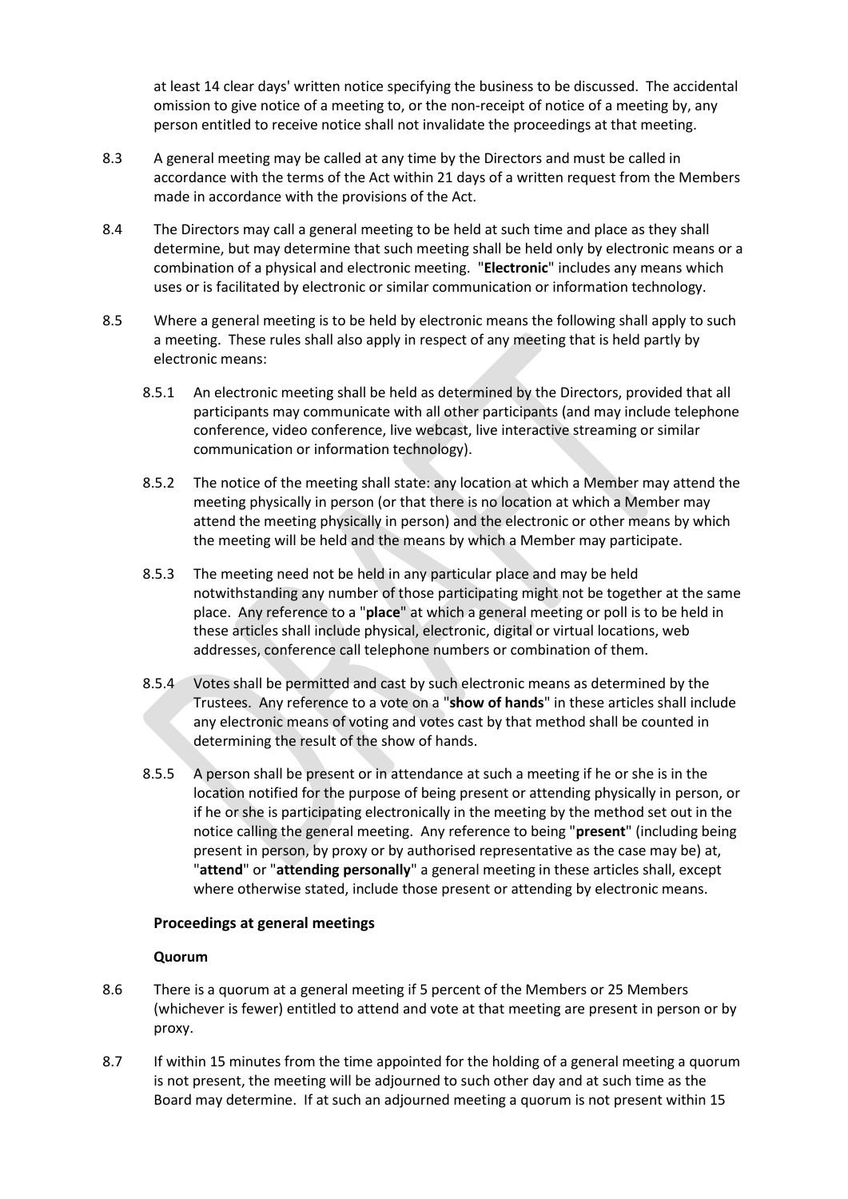at least 14 clear days' written notice specifying the business to be discussed. The accidental omission to give notice of a meeting to, or the non-receipt of notice of a meeting by, any person entitled to receive notice shall not invalidate the proceedings at that meeting.

8.3 A general meeting may be called at any time by the Directors and must be called in accordance with the terms of the Act within 21 days of a written request from the Members made in accordance with the provisions of the Act.

8.4 The Directors may call a general meeting to be held at such time and place as they shall determine, but may determine that such meeting shall be held only by electronic means or a combination of a physical and electronic meeting. "**Electronic**" includes any means which uses or is facilitated by electronic or similar communication or information technology.

8.5 Where a general meeting is to be held by electronic means the following shall apply to such a meeting. These rules shall also apply in respect of any meeting that is held partly by electronic means:

8.5.1 An electronic meeting shall be held as determined by the Directors, provided that all participants may communicate with all other participants (and may include telephone conference, video conference, live webcast, live interactive streaming or similar communication or information technology).

8.5.2 The notice of the meeting shall state: any location at which a Member may attend the meeting physically in person (or that there is no location at which a Member may attend the meeting physically in person) and the electronic or other means by which the meeting will be held and the means by which a Member may participate.

8.5.3 The meeting need not be held in any particular place and may be held notwithstanding any number of those participating might not be together at the same place. Any reference to a "**place**" at which a general meeting or poll is to be held in these articles shall include physical, electronic, digital or virtual locations, web addresses, conference call telephone numbers or combination of them.

8.5.4 Votes shall be permitted and cast by such electronic means as determined by the Trustees. Any reference to a vote on a "**show of hands**" in these articles shall include any electronic means of voting and votes cast by that method shall be counted in determining the result of the show of hands.

8.5.5 A person shall be present or in attendance at such a meeting if he or she is in the location notified for the purpose of being present or attending physically in person, or if he or she is participating electronically in the meeting by the method set out in the notice calling the general meeting. Any reference to being "**present**" (including being present in person, by proxy or by authorised representative as the case may be) at, "**attend**" or "**attending personally**" a general meeting in these articles shall, except where otherwise stated, include those present or attending by electronic means.

**Proceedings at general meetings**

**Quorum**

8.6 There is a quorum at a general meeting if 5 percent of the Members or 25 Members (whichever is fewer) entitled to attend and vote at that meeting are present in person or by proxy.

8.7 If within 15 minutes from the time appointed for the holding of a general meeting a quorum is not present, the meeting will be adjourned to such other day and at such time as the Board may determine. If at such an adjourned meeting a quorum is not present within 15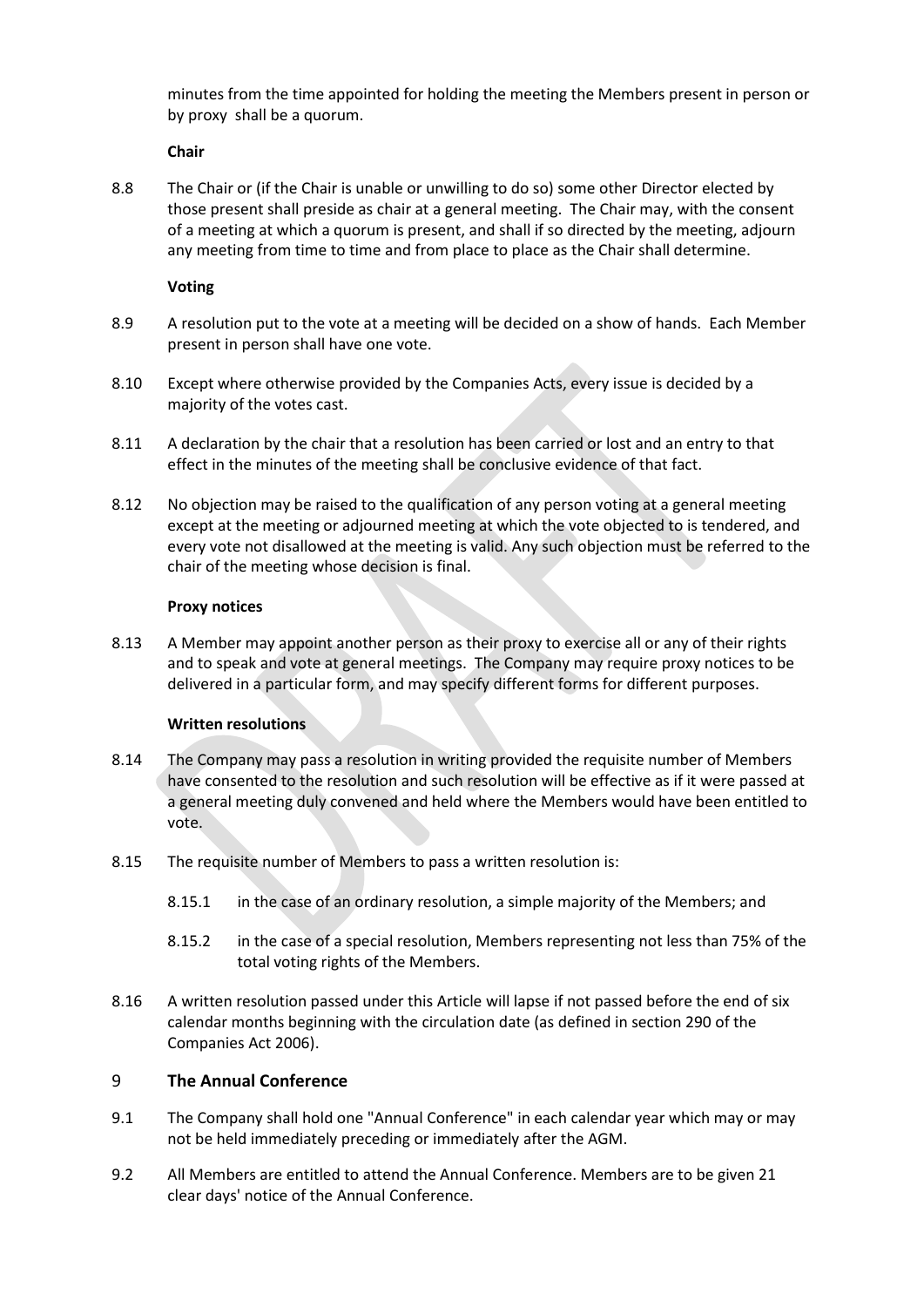minutes from the time appointed for holding the meeting the Members present in person or by proxy shall be a quorum.

**Chair**

8.8 The Chair or (if the Chair is unable or unwilling to do so) some other Director elected by those present shall preside as chair at a general meeting. The Chair may, with the consent of a meeting at which a quorum is present, and shall if so directed by the meeting, adjourn any meeting from time to time and from place to place as the Chair shall determine.

**Voting**

8.9 A resolution put to the vote at a meeting will be decided on a show of hands. Each Member present in person shall have one vote.

8.10 Except where otherwise provided by the Companies Acts, every issue is decided by a majority of the votes cast.

8.11 A declaration by the chair that a resolution has been carried or lost and an entry to that effect in the minutes of the meeting shall be conclusive evidence of that fact.

8.12 No objection may be raised to the qualification of any person voting at a general meeting except at the meeting or adjourned meeting at which the vote objected to is tendered, and every vote not disallowed at the meeting is valid. Any such objection must be referred to the chair of the meeting whose decision is final.

**Proxy notices**

8.13 A Member may appoint another person as their proxy to exercise all or any of their rights and to speak and vote at general meetings. The Company may require proxy notices to be delivered in a particular form, and may specify different forms for different purposes.

**Written resolutions**

8.14 The Company may pass a resolution in writing provided the requisite number of Members have consented to the resolution and such resolution will be effective as if it were passed at a general meeting duly convened and held where the Members would have been entitled to vote.

8.15 The requisite number of Members to pass a written resolution is:

- 8.15.1 in the case of an ordinary resolution, a simple majority of the Members; and
- 8.15.2 in the case of a special resolution, Members representing not less than 75% of the total voting rights of the Members.

8.16 A written resolution passed under this Article will lapse if not passed before the end of six calendar months beginning with the circulation date (as defined in section 290 of the Companies Act 2006).

## 9 The Annual Conference

9.1 The Company shall hold one "Annual Conference" in each calendar year which may or may not be held immediately preceding or immediately after the AGM.

9.2 All Members are entitled to attend the Annual Conference. Members are to be given 21 clear days' notice of the Annual Conference.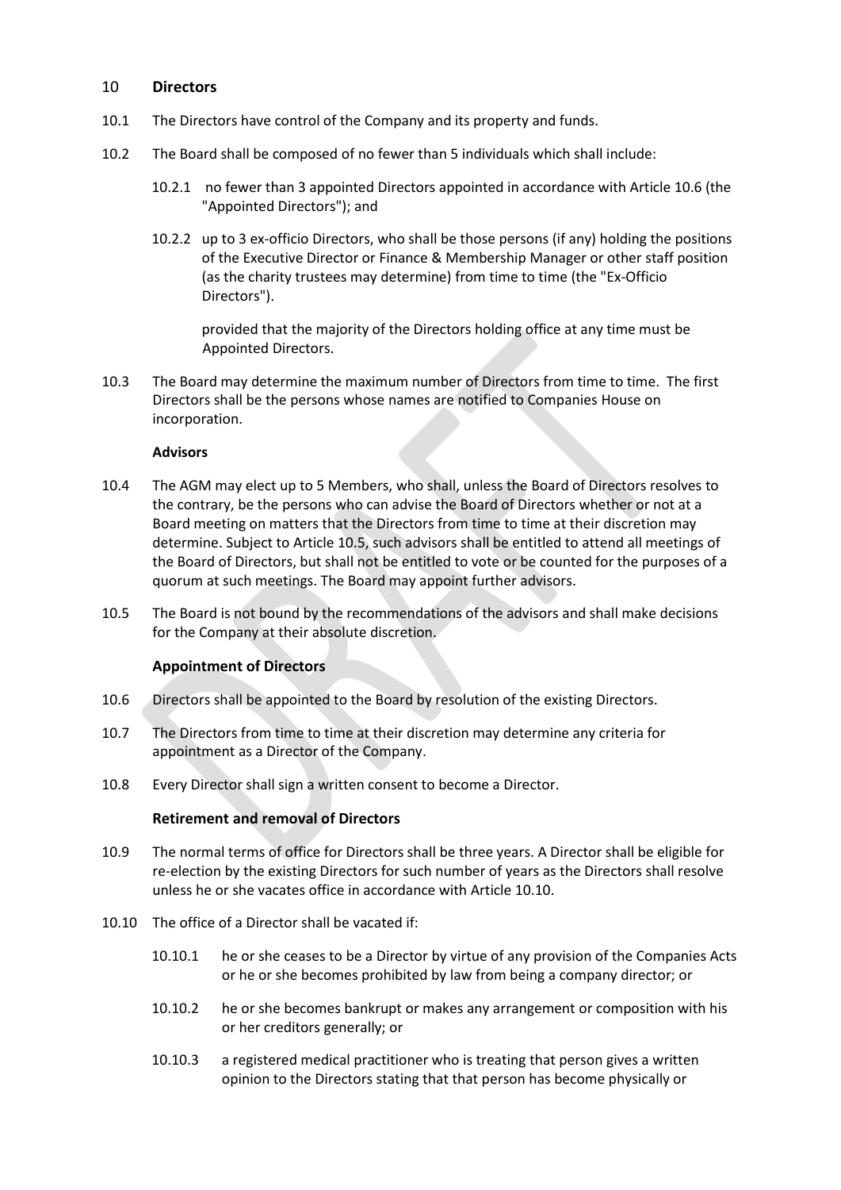## 10 Directors

10.1 The Directors have control of the Company and its property and funds.

10.2 The Board shall be composed of no fewer than 5 individuals which shall include:

10.2.1 no fewer than 3 appointed Directors appointed in accordance with Article 10.6 (the "Appointed Directors"); and

10.2.2 up to 3 ex-officio Directors, who shall be those persons (if any) holding the positions of the Executive Director or Finance & Membership Manager or other staff position (as the charity trustees may determine) from time to time (the "Ex-Officio Directors").

provided that the majority of the Directors holding office at any time must be Appointed Directors.

10.3 The Board may determine the maximum number of Directors from time to time. The first Directors shall be the persons whose names are notified to Companies House on incorporation.

**Advisors**

10.4 The AGM may elect up to 5 Members, who shall, unless the Board of Directors resolves to the contrary, be the persons who can advise the Board of Directors whether or not at a Board meeting on matters that the Directors from time to time at their discretion may determine. Subject to Article 10.5, such advisors shall be entitled to attend all meetings of the Board of Directors, but shall not be entitled to vote or be counted for the purposes of a quorum at such meetings. The Board may appoint further advisors.

10.5 The Board is not bound by the recommendations of the advisors and shall make decisions for the Company at their absolute discretion.

**Appointment of Directors**

10.6 Directors shall be appointed to the Board by resolution of the existing Directors.

10.7 The Directors from time to time at their discretion may determine any criteria for appointment as a Director of the Company.

10.8 Every Director shall sign a written consent to become a Director.

**Retirement and removal of Directors**

10.9 The normal terms of office for Directors shall be three years. A Director shall be eligible for re-election by the existing Directors for such number of years as the Directors shall resolve unless he or she vacates office in accordance with Article 10.10.

10.10 The office of a Director shall be vacated if:

10.10.1 he or she ceases to be a Director by virtue of any provision of the Companies Acts or he or she becomes prohibited by law from being a company director; or

10.10.2 he or she becomes bankrupt or makes any arrangement or composition with his or her creditors generally; or

10.10.3 a registered medical practitioner who is treating that person gives a written opinion to the Directors stating that that person has become physically or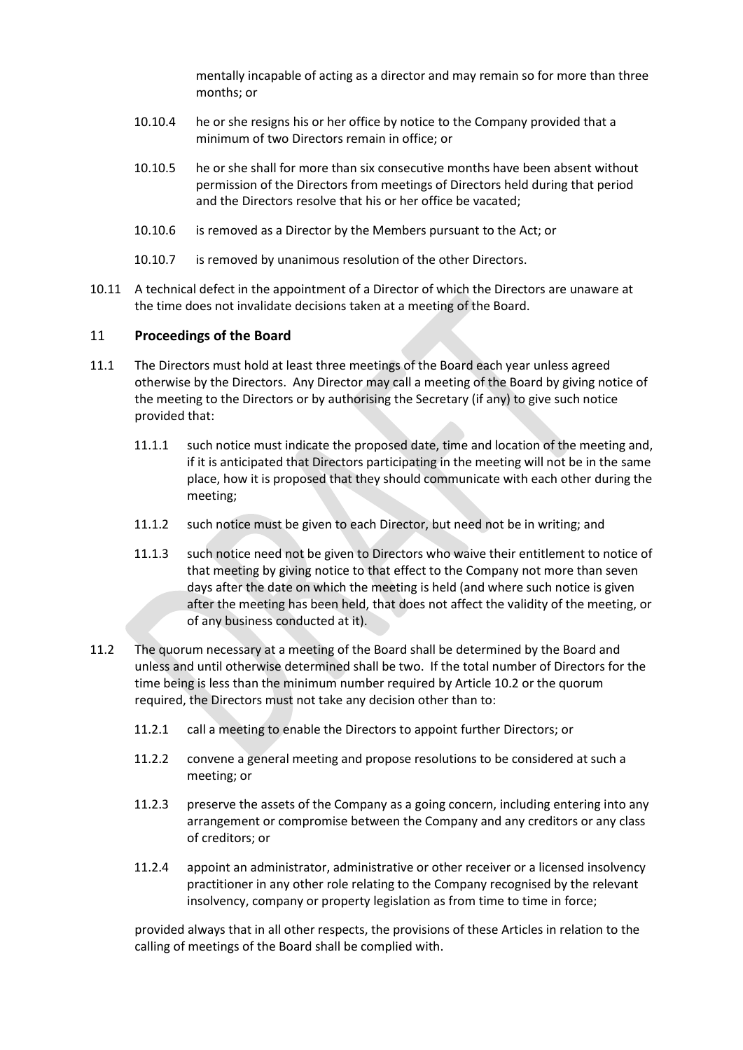mentally incapable of acting as a director and may remain so for more than three months; or

10.10.4 he or she resigns his or her office by notice to the Company provided that a minimum of two Directors remain in office; or

10.10.5 he or she shall for more than six consecutive months have been absent without permission of the Directors from meetings of Directors held during that period and the Directors resolve that his or her office be vacated;

10.10.6 is removed as a Director by the Members pursuant to the Act; or

10.10.7 is removed by unanimous resolution of the other Directors.

10.11 A technical defect in the appointment of a Director of which the Directors are unaware at the time does not invalidate decisions taken at a meeting of the Board.

## 11 Proceedings of the Board

11.1 The Directors must hold at least three meetings of the Board each year unless agreed otherwise by the Directors. Any Director may call a meeting of the Board by giving notice of the meeting to the Directors or by authorising the Secretary (if any) to give such notice provided that:

11.1.1 such notice must indicate the proposed date, time and location of the meeting and, if it is anticipated that Directors participating in the meeting will not be in the same place, how it is proposed that they should communicate with each other during the meeting;

11.1.2 such notice must be given to each Director, but need not be in writing; and

11.1.3 such notice need not be given to Directors who waive their entitlement to notice of that meeting by giving notice to that effect to the Company not more than seven days after the date on which the meeting is held (and where such notice is given after the meeting has been held, that does not affect the validity of the meeting, or of any business conducted at it).

11.2 The quorum necessary at a meeting of the Board shall be determined by the Board and unless and until otherwise determined shall be two. If the total number of Directors for the time being is less than the minimum number required by Article 10.2 or the quorum required, the Directors must not take any decision other than to:

11.2.1 call a meeting to enable the Directors to appoint further Directors; or

11.2.2 convene a general meeting and propose resolutions to be considered at such a meeting; or

11.2.3 preserve the assets of the Company as a going concern, including entering into any arrangement or compromise between the Company and any creditors or any class of creditors; or

11.2.4 appoint an administrator, administrative or other receiver or a licensed insolvency practitioner in any other role relating to the Company recognised by the relevant insolvency, company or property legislation as from time to time in force;

provided always that in all other respects, the provisions of these Articles in relation to the calling of meetings of the Board shall be complied with.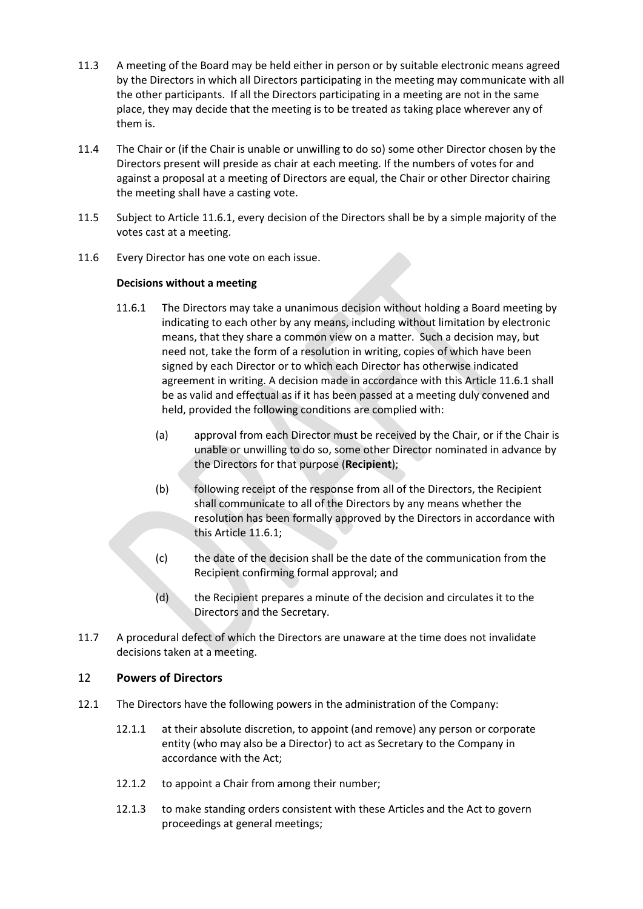11.3 A meeting of the Board may be held either in person or by suitable electronic means agreed by the Directors in which all Directors participating in the meeting may communicate with all the other participants. If all the Directors participating in a meeting are not in the same place, they may decide that the meeting is to be treated as taking place wherever any of them is.

11.4 The Chair or (if the Chair is unable or unwilling to do so) some other Director chosen by the Directors present will preside as chair at each meeting. If the numbers of votes for and against a proposal at a meeting of Directors are equal, the Chair or other Director chairing the meeting shall have a casting vote.

11.5 Subject to Article 11.6.1, every decision of the Directors shall be by a simple majority of the votes cast at a meeting.

11.6 Every Director has one vote on each issue.

**Decisions without a meeting**

11.6.1 The Directors may take a unanimous decision without holding a Board meeting by indicating to each other by any means, including without limitation by electronic means, that they share a common view on a matter. Such a decision may, but need not, take the form of a resolution in writing, copies of which have been signed by each Director or to which each Director has otherwise indicated agreement in writing. A decision made in accordance with this Article 11.6.1 shall be as valid and effectual as if it has been passed at a meeting duly convened and held, provided the following conditions are complied with:

(a) approval from each Director must be received by the Chair, or if the Chair is unable or unwilling to do so, some other Director nominated in advance by the Directors for that purpose (**Recipient**);

(b) following receipt of the response from all of the Directors, the Recipient shall communicate to all of the Directors by any means whether the resolution has been formally approved by the Directors in accordance with this Article 11.6.1;

(c) the date of the decision shall be the date of the communication from the Recipient confirming formal approval; and

(d) the Recipient prepares a minute of the decision and circulates it to the Directors and the Secretary.

11.7 A procedural defect of which the Directors are unaware at the time does not invalidate decisions taken at a meeting.

## 12 Powers of Directors

12.1 The Directors have the following powers in the administration of the Company:

12.1.1 at their absolute discretion, to appoint (and remove) any person or corporate entity (who may also be a Director) to act as Secretary to the Company in accordance with the Act;

12.1.2 to appoint a Chair from among their number;

12.1.3 to make standing orders consistent with these Articles and the Act to govern proceedings at general meetings;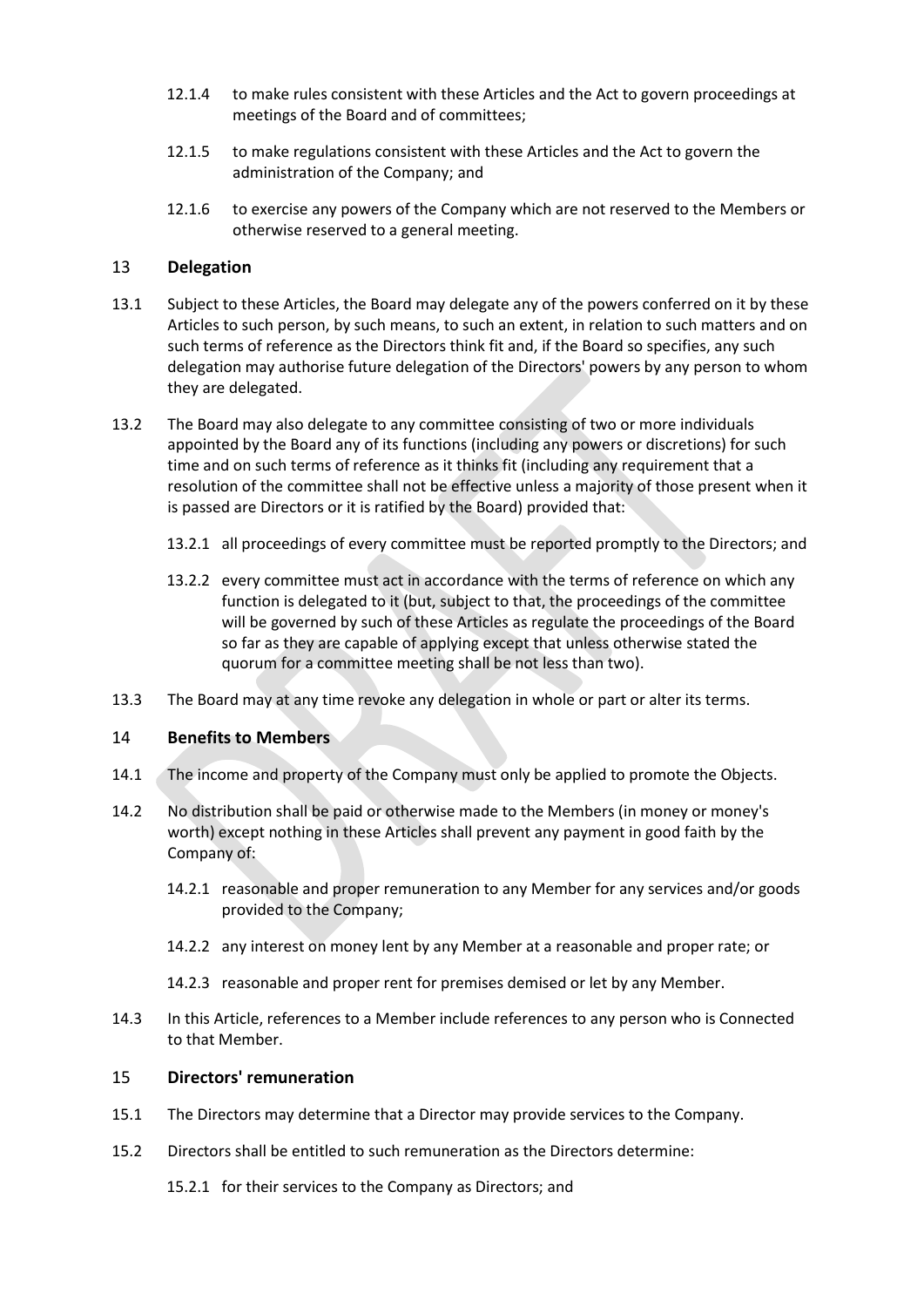12.1.4 to make rules consistent with these Articles and the Act to govern proceedings at meetings of the Board and of committees;

12.1.5 to make regulations consistent with these Articles and the Act to govern the administration of the Company; and

12.1.6 to exercise any powers of the Company which are not reserved to the Members or otherwise reserved to a general meeting.

## 13 Delegation

13.1 Subject to these Articles, the Board may delegate any of the powers conferred on it by these Articles to such person, by such means, to such an extent, in relation to such matters and on such terms of reference as the Directors think fit and, if the Board so specifies, any such delegation may authorise future delegation of the Directors' powers by any person to whom they are delegated.

13.2 The Board may also delegate to any committee consisting of two or more individuals appointed by the Board any of its functions (including any powers or discretions) for such time and on such terms of reference as it thinks fit (including any requirement that a resolution of the committee shall not be effective unless a majority of those present when it is passed are Directors or it is ratified by the Board) provided that:

13.2.1 all proceedings of every committee must be reported promptly to the Directors; and

13.2.2 every committee must act in accordance with the terms of reference on which any function is delegated to it (but, subject to that, the proceedings of the committee will be governed by such of these Articles as regulate the proceedings of the Board so far as they are capable of applying except that unless otherwise stated the quorum for a committee meeting shall be not less than two).

13.3 The Board may at any time revoke any delegation in whole or part or alter its terms.

## 14 Benefits to Members

14.1 The income and property of the Company must only be applied to promote the Objects.

14.2 No distribution shall be paid or otherwise made to the Members (in money or money's worth) except nothing in these Articles shall prevent any payment in good faith by the Company of:

14.2.1 reasonable and proper remuneration to any Member for any services and/or goods provided to the Company;

14.2.2 any interest on money lent by any Member at a reasonable and proper rate; or

14.2.3 reasonable and proper rent for premises demised or let by any Member.

14.3 In this Article, references to a Member include references to any person who is Connected to that Member.

## 15 Directors' remuneration

15.1 The Directors may determine that a Director may provide services to the Company.

15.2 Directors shall be entitled to such remuneration as the Directors determine:

15.2.1 for their services to the Company as Directors; and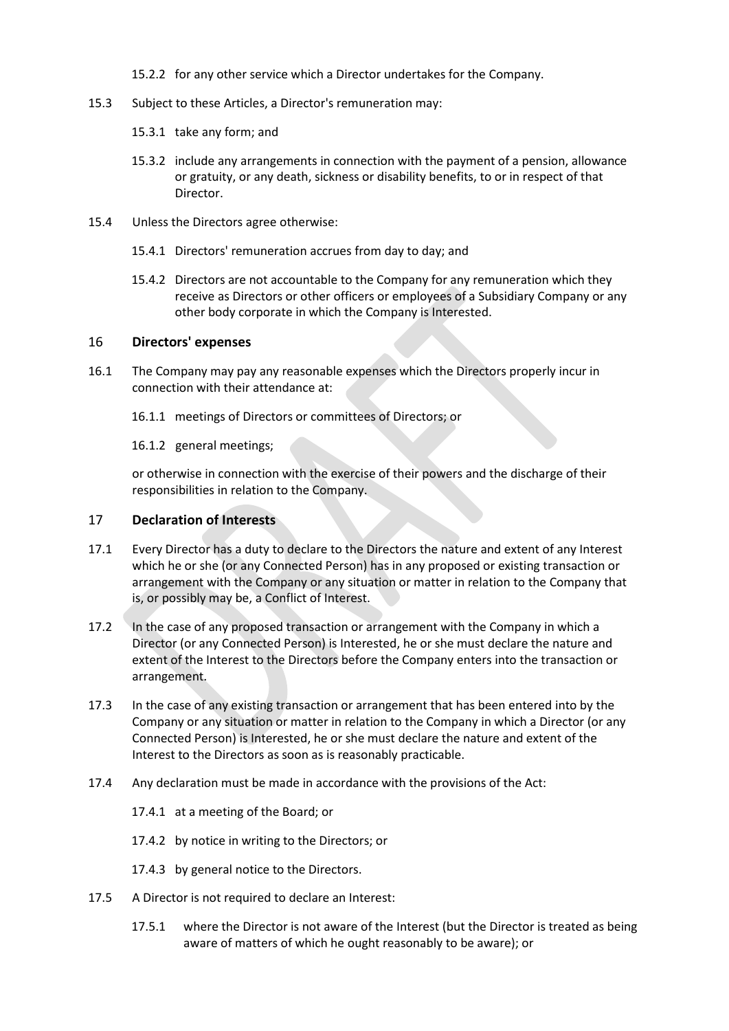15.2.2 for any other service which a Director undertakes for the Company.

15.3 Subject to these Articles, a Director's remuneration may:

15.3.1 take any form; and

15.3.2 include any arrangements in connection with the payment of a pension, allowance or gratuity, or any death, sickness or disability benefits, to or in respect of that Director.

15.4 Unless the Directors agree otherwise:

15.4.1 Directors' remuneration accrues from day to day; and

15.4.2 Directors are not accountable to the Company for any remuneration which they receive as Directors or other officers or employees of a Subsidiary Company or any other body corporate in which the Company is Interested.

## 16 Directors' expenses

16.1 The Company may pay any reasonable expenses which the Directors properly incur in connection with their attendance at:

16.1.1 meetings of Directors or committees of Directors; or

16.1.2 general meetings;

or otherwise in connection with the exercise of their powers and the discharge of their responsibilities in relation to the Company.

## 17 Declaration of Interests

17.1 Every Director has a duty to declare to the Directors the nature and extent of any Interest which he or she (or any Connected Person) has in any proposed or existing transaction or arrangement with the Company or any situation or matter in relation to the Company that is, or possibly may be, a Conflict of Interest.

17.2 In the case of any proposed transaction or arrangement with the Company in which a Director (or any Connected Person) is Interested, he or she must declare the nature and extent of the Interest to the Directors before the Company enters into the transaction or arrangement.

17.3 In the case of any existing transaction or arrangement that has been entered into by the Company or any situation or matter in relation to the Company in which a Director (or any Connected Person) is Interested, he or she must declare the nature and extent of the Interest to the Directors as soon as is reasonably practicable.

17.4 Any declaration must be made in accordance with the provisions of the Act:

17.4.1 at a meeting of the Board; or

17.4.2 by notice in writing to the Directors; or

17.4.3 by general notice to the Directors.

17.5 A Director is not required to declare an Interest:

17.5.1 where the Director is not aware of the Interest (but the Director is treated as being aware of matters of which he ought reasonably to be aware); or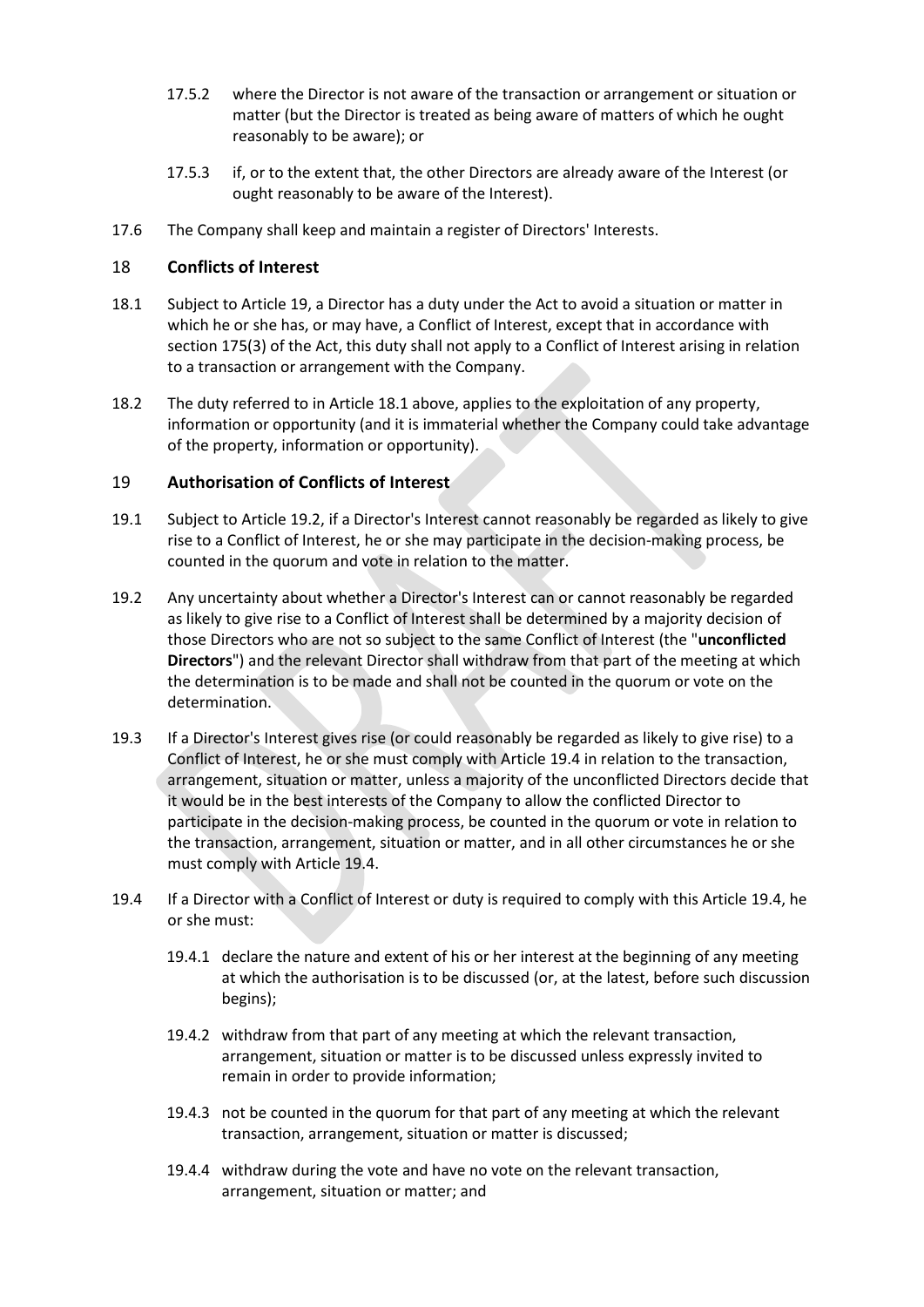17.5.2 where the Director is not aware of the transaction or arrangement or situation or matter (but the Director is treated as being aware of matters of which he ought reasonably to be aware); or

17.5.3 if, or to the extent that, the other Directors are already aware of the Interest (or ought reasonably to be aware of the Interest).

17.6 The Company shall keep and maintain a register of Directors' Interests.

## 18 Conflicts of Interest

18.1 Subject to Article 19, a Director has a duty under the Act to avoid a situation or matter in which he or she has, or may have, a Conflict of Interest, except that in accordance with section 175(3) of the Act, this duty shall not apply to a Conflict of Interest arising in relation to a transaction or arrangement with the Company.

18.2 The duty referred to in Article 18.1 above, applies to the exploitation of any property, information or opportunity (and it is immaterial whether the Company could take advantage of the property, information or opportunity).

## 19 Authorisation of Conflicts of Interest

19.1 Subject to Article 19.2, if a Director's Interest cannot reasonably be regarded as likely to give rise to a Conflict of Interest, he or she may participate in the decision-making process, be counted in the quorum and vote in relation to the matter.

19.2 Any uncertainty about whether a Director's Interest can or cannot reasonably be regarded as likely to give rise to a Conflict of Interest shall be determined by a majority decision of those Directors who are not so subject to the same Conflict of Interest (the "**unconflicted Directors**") and the relevant Director shall withdraw from that part of the meeting at which the determination is to be made and shall not be counted in the quorum or vote on the determination.

19.3 If a Director's Interest gives rise (or could reasonably be regarded as likely to give rise) to a Conflict of Interest, he or she must comply with Article 19.4 in relation to the transaction, arrangement, situation or matter, unless a majority of the unconflicted Directors decide that it would be in the best interests of the Company to allow the conflicted Director to participate in the decision-making process, be counted in the quorum or vote in relation to the transaction, arrangement, situation or matter, and in all other circumstances he or she must comply with Article 19.4.

19.4 If a Director with a Conflict of Interest or duty is required to comply with this Article 19.4, he or she must:

19.4.1 declare the nature and extent of his or her interest at the beginning of any meeting at which the authorisation is to be discussed (or, at the latest, before such discussion begins);

19.4.2 withdraw from that part of any meeting at which the relevant transaction, arrangement, situation or matter is to be discussed unless expressly invited to remain in order to provide information;

19.4.3 not be counted in the quorum for that part of any meeting at which the relevant transaction, arrangement, situation or matter is discussed;

19.4.4 withdraw during the vote and have no vote on the relevant transaction, arrangement, situation or matter; and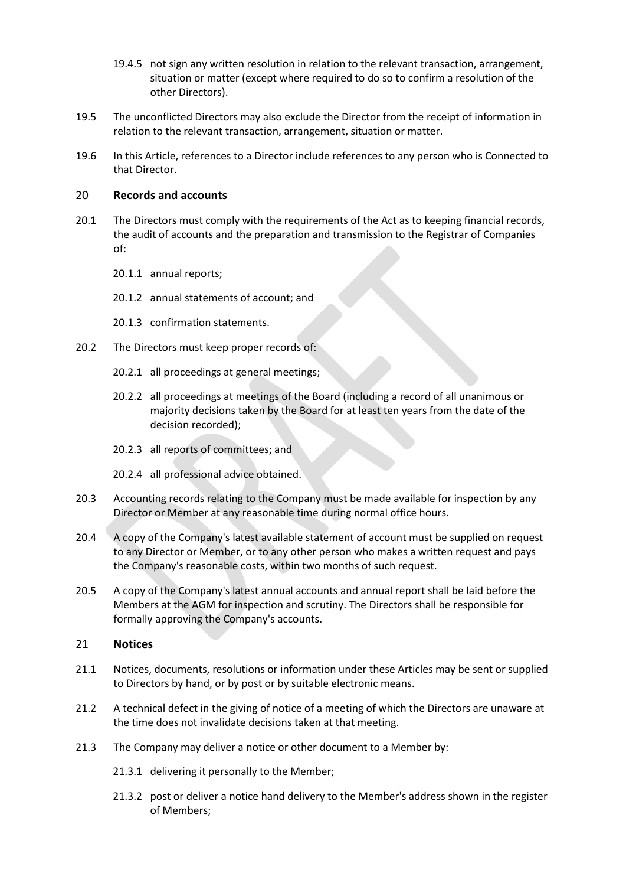19.4.5 not sign any written resolution in relation to the relevant transaction, arrangement, situation or matter (except where required to do so to confirm a resolution of the other Directors).

19.5 The unconflicted Directors may also exclude the Director from the receipt of information in relation to the relevant transaction, arrangement, situation or matter.

19.6 In this Article, references to a Director include references to any person who is Connected to that Director.

## 20 Records and accounts

20.1 The Directors must comply with the requirements of the Act as to keeping financial records, the audit of accounts and the preparation and transmission to the Registrar of Companies of:

20.1.1 annual reports;

20.1.2 annual statements of account; and

20.1.3 confirmation statements.

20.2 The Directors must keep proper records of:

20.2.1 all proceedings at general meetings;

20.2.2 all proceedings at meetings of the Board (including a record of all unanimous or majority decisions taken by the Board for at least ten years from the date of the decision recorded);

20.2.3 all reports of committees; and

20.2.4 all professional advice obtained.

20.3 Accounting records relating to the Company must be made available for inspection by any Director or Member at any reasonable time during normal office hours.

20.4 A copy of the Company's latest available statement of account must be supplied on request to any Director or Member, or to any other person who makes a written request and pays the Company's reasonable costs, within two months of such request.

20.5 A copy of the Company's latest annual accounts and annual report shall be laid before the Members at the AGM for inspection and scrutiny. The Directors shall be responsible for formally approving the Company's accounts.

## 21 Notices

21.1 Notices, documents, resolutions or information under these Articles may be sent or supplied to Directors by hand, or by post or by suitable electronic means.

21.2 A technical defect in the giving of notice of a meeting of which the Directors are unaware at the time does not invalidate decisions taken at that meeting.

21.3 The Company may deliver a notice or other document to a Member by:

21.3.1 delivering it personally to the Member;

21.3.2 post or deliver a notice hand delivery to the Member's address shown in the register of Members;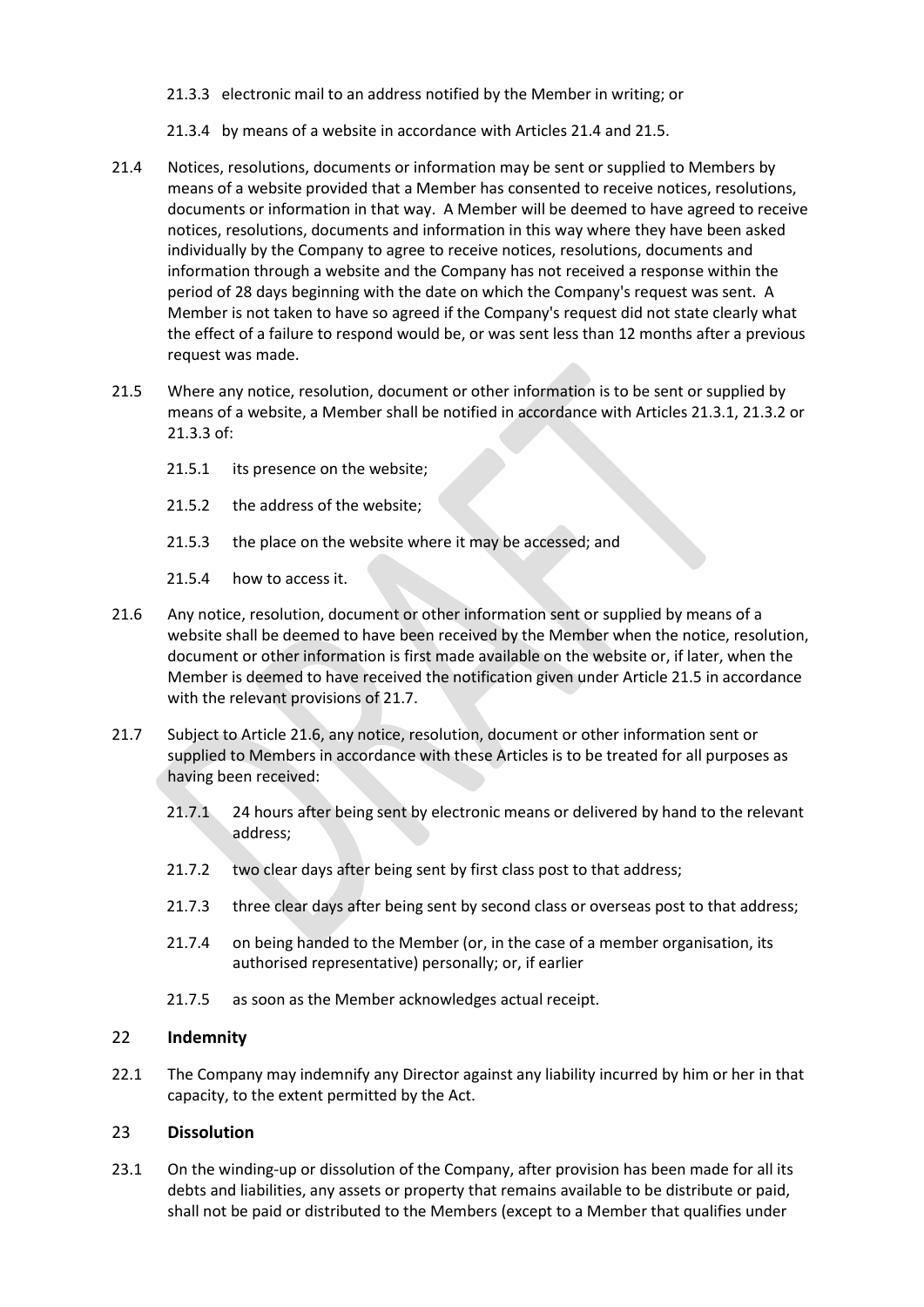21.3.3 electronic mail to an address notified by the Member in writing; or

21.3.4 by means of a website in accordance with Articles 21.4 and 21.5.

21.4 Notices, resolutions, documents or information may be sent or supplied to Members by means of a website provided that a Member has consented to receive notices, resolutions, documents or information in that way. A Member will be deemed to have agreed to receive notices, resolutions, documents and information in this way where they have been asked individually by the Company to agree to receive notices, resolutions, documents and information through a website and the Company has not received a response within the period of 28 days beginning with the date on which the Company's request was sent. A Member is not taken to have so agreed if the Company's request did not state clearly what the effect of a failure to respond would be, or was sent less than 12 months after a previous request was made.

21.5 Where any notice, resolution, document or other information is to be sent or supplied by means of a website, a Member shall be notified in accordance with Articles 21.3.1, 21.3.2 or 21.3.3 of:

21.5.1 its presence on the website;

21.5.2 the address of the website;

21.5.3 the place on the website where it may be accessed; and

21.5.4 how to access it.

21.6 Any notice, resolution, document or other information sent or supplied by means of a website shall be deemed to have been received by the Member when the notice, resolution, document or other information is first made available on the website or, if later, when the Member is deemed to have received the notification given under Article 21.5 in accordance with the relevant provisions of 21.7.

21.7 Subject to Article 21.6, any notice, resolution, document or other information sent or supplied to Members in accordance with these Articles is to be treated for all purposes as having been received:

21.7.1 24 hours after being sent by electronic means or delivered by hand to the relevant address;

21.7.2 two clear days after being sent by first class post to that address;

21.7.3 three clear days after being sent by second class or overseas post to that address;

21.7.4 on being handed to the Member (or, in the case of a member organisation, its authorised representative) personally; or, if earlier

21.7.5 as soon as the Member acknowledges actual receipt.

## 22 Indemnity

22.1 The Company may indemnify any Director against any liability incurred by him or her in that capacity, to the extent permitted by the Act.

## 23 Dissolution

23.1 On the winding-up or dissolution of the Company, after provision has been made for all its debts and liabilities, any assets or property that remains available to be distribute or paid, shall not be paid or distributed to the Members (except to a Member that qualifies under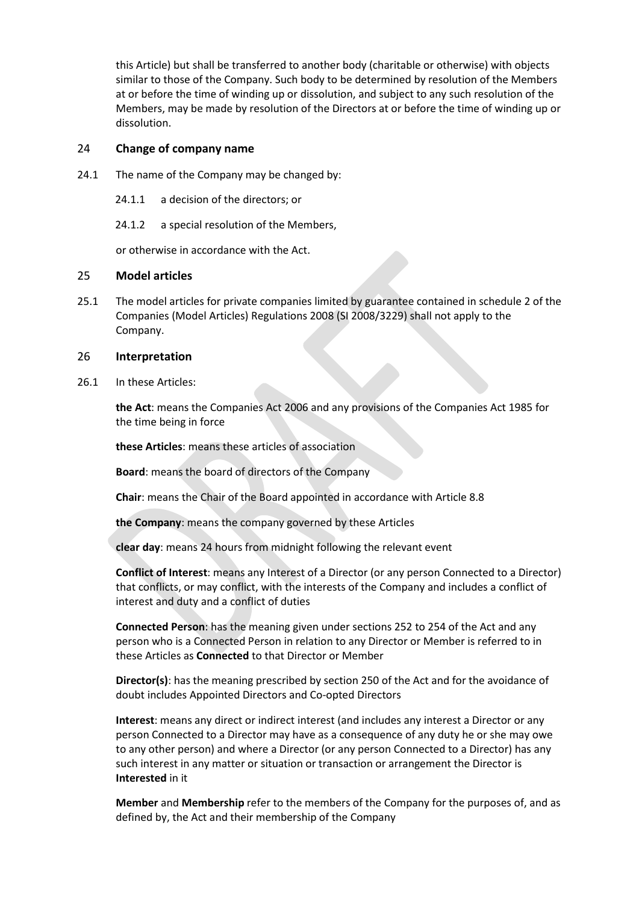this Article) but shall be transferred to another body (charitable or otherwise) with objects similar to those of the Company. Such body to be determined by resolution of the Members at or before the time of winding up or dissolution, and subject to any such resolution of the Members, may be made by resolution of the Directors at or before the time of winding up or dissolution.

## 24 Change of company name

24.1 The name of the Company may be changed by:

24.1.1 a decision of the directors; or

24.1.2 a special resolution of the Members,

or otherwise in accordance with the Act.

## 25 Model articles

25.1 The model articles for private companies limited by guarantee contained in schedule 2 of the Companies (Model Articles) Regulations 2008 (SI 2008/3229) shall not apply to the Company.

## 26 Interpretation

26.1 In these Articles:

**the Act**: means the Companies Act 2006 and any provisions of the Companies Act 1985 for the time being in force

**these Articles**: means these articles of association

**Board**: means the board of directors of the Company

**Chair**: means the Chair of the Board appointed in accordance with Article 8.8

**the Company**: means the company governed by these Articles

**clear day**: means 24 hours from midnight following the relevant event

**Conflict of Interest**: means any Interest of a Director (or any person Connected to a Director) that conflicts, or may conflict, with the interests of the Company and includes a conflict of interest and duty and a conflict of duties

**Connected Person**: has the meaning given under sections 252 to 254 of the Act and any person who is a Connected Person in relation to any Director or Member is referred to in these Articles as **Connected** to that Director or Member

**Director(s)**: has the meaning prescribed by section 250 of the Act and for the avoidance of doubt includes Appointed Directors and Co-opted Directors

**Interest**: means any direct or indirect interest (and includes any interest a Director or any person Connected to a Director may have as a consequence of any duty he or she may owe to any other person) and where a Director (or any person Connected to a Director) has any such interest in any matter or situation or transaction or arrangement the Director is **Interested** in it

**Member** and **Membership** refer to the members of the Company for the purposes of, and as defined by, the Act and their membership of the Company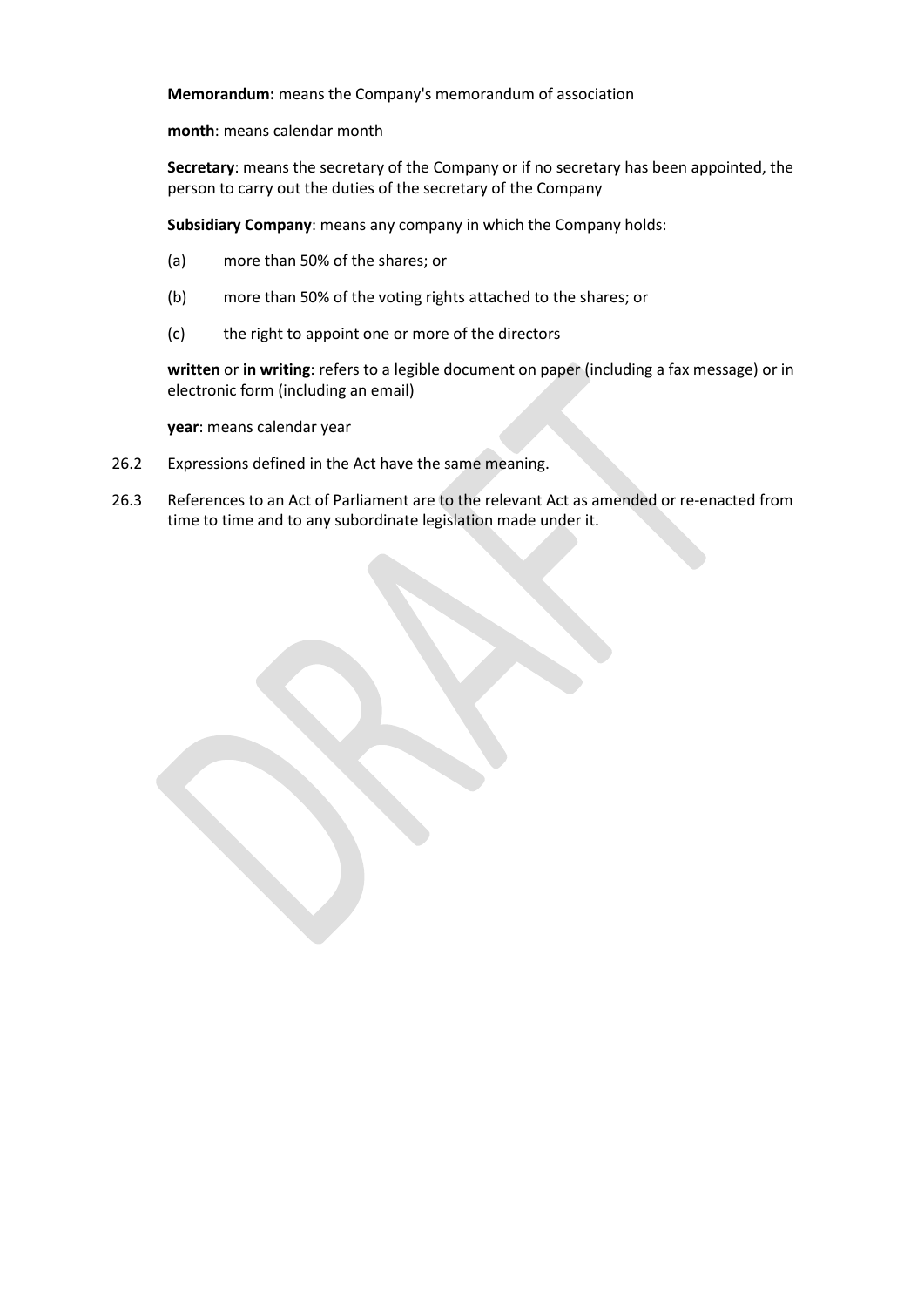**Memorandum:** means the Company's memorandum of association

**month**: means calendar month

**Secretary**: means the secretary of the Company or if no secretary has been appointed, the person to carry out the duties of the secretary of the Company

**Subsidiary Company**: means any company in which the Company holds:

(a) more than 50% of the shares; or

(b) more than 50% of the voting rights attached to the shares; or

(c) the right to appoint one or more of the directors

**written** or **in writing**: refers to a legible document on paper (including a fax message) or in electronic form (including an email)

**year**: means calendar year

26.2 Expressions defined in the Act have the same meaning.

26.3 References to an Act of Parliament are to the relevant Act as amended or re-enacted from time to time and to any subordinate legislation made under it.